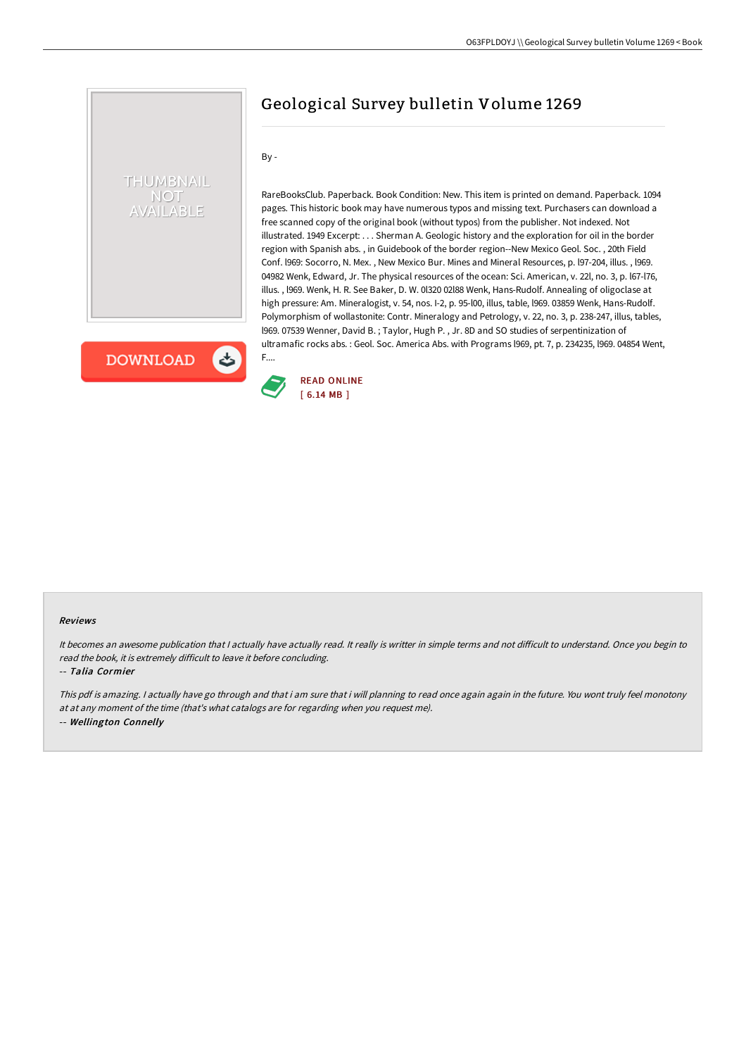# Geological Survey bulletin Volume 1269

By -

RareBooksClub. Paperback. Book Condition: New. This item is printed on demand. Paperback. 1094 pages. This historic book may have numerous typos and missing text. Purchasers can download a free scanned copy of the original book (without typos) from the publisher. Not indexed. Not illustrated. 1949 Excerpt: . . . Sherman A. Geologic history and the exploration for oil in the border region with Spanish abs. , in Guidebook of the border region--New Mexico Geol. Soc. , 20th Field Conf. l969: Socorro, N. Mex. , New Mexico Bur. Mines and Mineral Resources, p. l97-204, illus. , l969. 04982 Wenk, Edward, Jr. The physical resources of the ocean: Sci. American, v. 22l, no. 3, p. l67-l76, illus. , l969. Wenk, H. R. See Baker, D. W. 0l320 02l88 Wenk, Hans-Rudolf. Annealing of oligoclase at high pressure: Am. Mineralogist, v. 54, nos. l-2, p. 95-l00, illus, table, l969. 03859 Wenk, Hans-Rudolf. Polymorphism of wollastonite: Contr. Mineralogy and Petrology, v. 22, no. 3, p. 238-247, illus, tables, l969. 07539 Wenner, David B. ; Taylor, Hugh P. , Jr. 8D and SO studies of serpentinization of ultramafic rocks abs. : Geol. Soc. America Abs. with Programs l969, pt. 7, p. 234235, l969. 04854 Went, F....

READ ONLINE
[ 6.14 MB ]

## Reviews

*It becomes an awesome publication that I actually have actually read. It really is writter in simple terms and not difficult to understand. Once you begin to read the book, it is extremely difficult to leave it before concluding.*

-- ***Talia Cormier***

*This pdf is amazing. I actually have go through and that i am sure that i will planning to read once again again in the future. You wont truly feel monotony at at any moment of the time (that's what catalogs are for regarding when you request me).*

-- ***Wellington Connelly***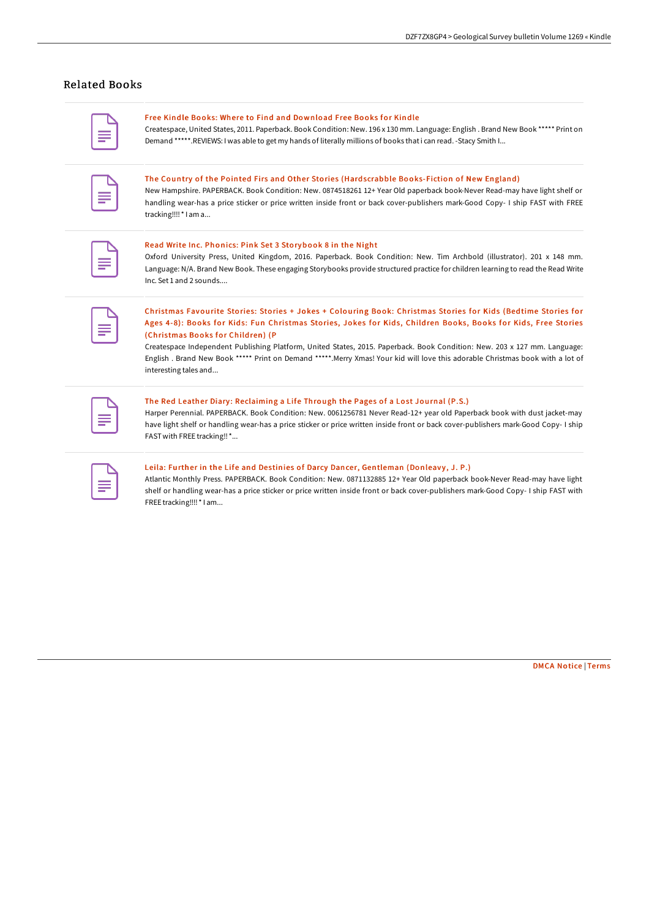## Related Books

### Free Kindle Books: Where to Find and Download Free Books for Kindle

Createspace, United States, 2011. Paperback. Book Condition: New. 196 x 130 mm. Language: English . Brand New Book ***** Print on Demand *****.REVIEWS: I was able to get my hands of literally millions of books that i can read. -Stacy Smith I...

### The Country of the Pointed Firs and Other Stories (Hardscrabble Books-Fiction of New England)

New Hampshire. PAPERBACK. Book Condition: New. 0874518261 12+ Year Old paperback book-Never Read-may have light shelf or handling wear-has a price sticker or price written inside front or back cover-publishers mark-Good Copy- I ship FAST with FREE tracking!!!! * I am a...

### Read Write Inc. Phonics: Pink Set 3 Storybook 8 in the Night

Oxford University Press, United Kingdom, 2016. Paperback. Book Condition: New. Tim Archbold (illustrator). 201 x 148 mm. Language: N/A. Brand New Book. These engaging Storybooks provide structured practice for children learning to read the Read Write Inc. Set 1 and 2 sounds....

### Christmas Favourite Stories: Stories + Jokes + Colouring Book: Christmas Stories for Kids (Bedtime Stories for Ages 4-8): Books for Kids: Fun Christmas Stories, Jokes for Kids, Children Books, Books for Kids, Free Stories (Christmas Books for Children) (P

Createspace Independent Publishing Platform, United States, 2015. Paperback. Book Condition: New. 203 x 127 mm. Language: English . Brand New Book ***** Print on Demand *****.Merry Xmas! Your kid will love this adorable Christmas book with a lot of interesting tales and...

### The Red Leather Diary: Reclaiming a Life Through the Pages of a Lost Journal (P.S.)

Harper Perennial. PAPERBACK. Book Condition: New. 0061256781 Never Read-12+ year old Paperback book with dust jacket-may have light shelf or handling wear-has a price sticker or price written inside front or back cover-publishers mark-Good Copy- I ship FAST with FREE tracking!! *...

### Leila: Further in the Life and Destinies of Darcy Dancer, Gentleman (Donleavy, J. P.)

Atlantic Monthly Press. PAPERBACK. Book Condition: New. 0871132885 12+ Year Old paperback book-Never Read-may have light shelf or handling wear-has a price sticker or price written inside front or back cover-publishers mark-Good Copy- I ship FAST with FREE tracking!!!! * I am...

DMCA Notice | Terms